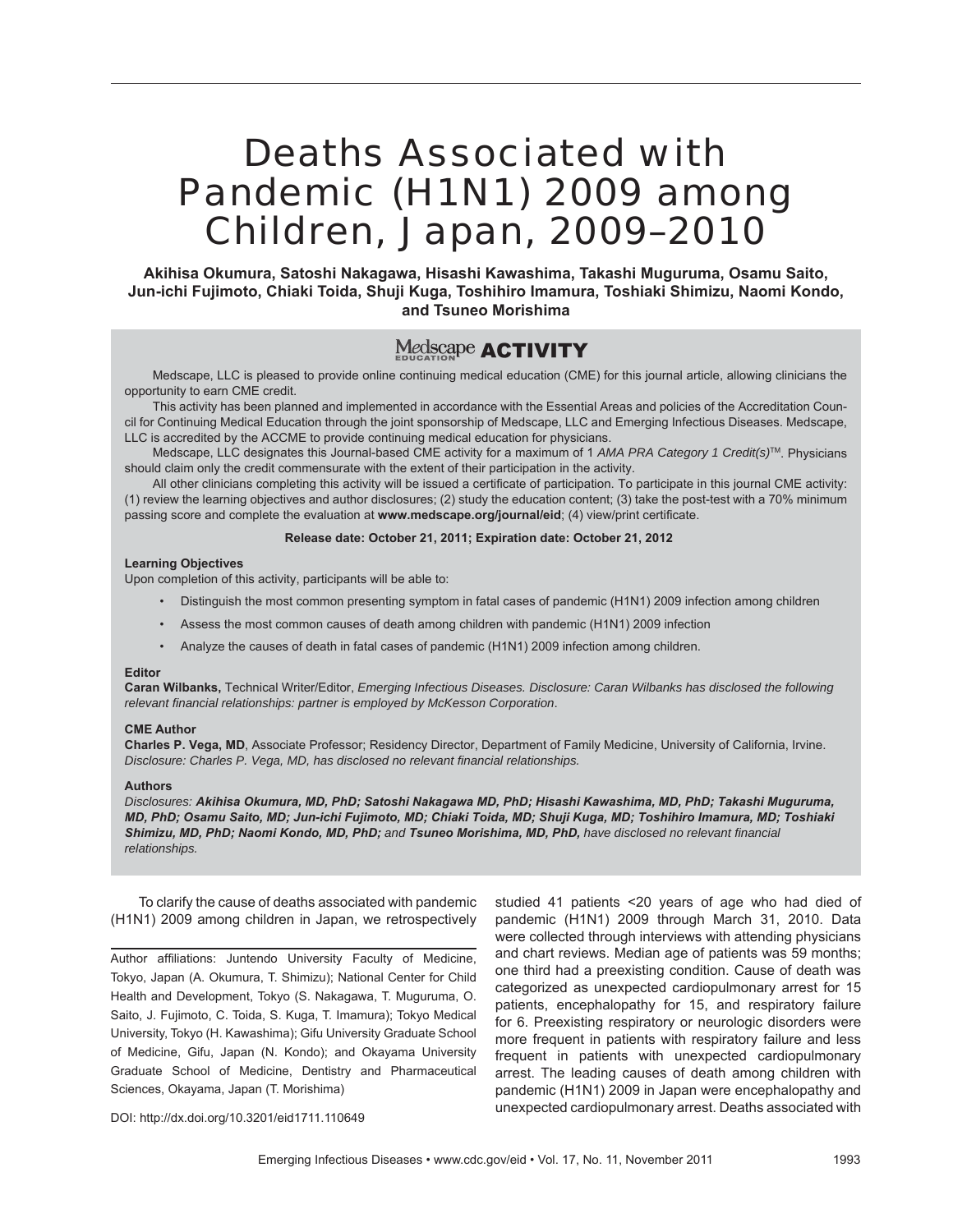# Deaths Associated with Pandemic (H1N1) 2009 among Children, Japan, 2009–2010

**Akihisa Okumura, Satoshi Nakagawa, Hisashi Kawashima, Takashi Muguruma, Osamu Saito, Jun-ichi Fujimoto, Chiaki Toida, Shuji Kuga, Toshihiro Imamura, Toshiaki Shimizu, Naomi Kondo, and Tsuneo Morishima**

## Medscape EDUCATION ACTIVITY

Medscape, LLC is pleased to provide online continuing medical education (CME) for this journal article, allowing clinicians the opportunity to earn CME credit.

This activity has been planned and implemented in accordance with the Essential Areas and policies of the Accreditation Council for Continuing Medical Education through the joint sponsorship of Medscape, LLC and Emerging Infectious Diseases. Medscape, LLC is accredited by the ACCME to provide continuing medical education for physicians.

Medscape, LLC designates this Journal-based CME activity for a maximum of 1 *AMA PRA Category 1 Credit(s)*™. Physicians should claim only the credit commensurate with the extent of their participation in the activity.

All other clinicians completing this activity will be issued a certificate of participation. To participate in this journal CME activity: (1) review the learning objectives and author disclosures; (2) study the education content; (3) take the post-test with a 70% minimum passing score and complete the evaluation at **www.medscape.org/journal/eid**; (4) view/print certificate.

**Release date: October 21, 2011; Expiration date: October 21, 2012**

**Learning Objectives**

Upon completion of this activity, participants will be able to:

- Distinguish the most common presenting symptom in fatal cases of pandemic (H1N1) 2009 infection among children
- Assess the most common causes of death among children with pandemic (H1N1) 2009 infection
- Analyze the causes of death in fatal cases of pandemic (H1N1) 2009 infection among children.

**Editor**

**Caran Wilbanks,** Technical Writer/Editor, *Emerging Infectious Diseases. Disclosure: Caran Wilbanks has disclosed the following relevant financial relationships: partner is employed by McKesson Corporation*.

**CME Author**

**Charles P. Vega, MD**, Associate Professor; Residency Director, Department of Family Medicine, University of California, Irvine. *Disclosure: Charles P. Vega, MD, has disclosed no relevant financial relationships.*

**Authors**

*Disclosures: **Akihisa Okumura, MD, PhD; Satoshi Nakagawa MD, PhD; Hisashi Kawashima, MD, PhD; Takashi Muguruma, MD, PhD; Osamu Saito, MD; Jun-ichi Fujimoto, MD; Chiaki Toida, MD; Shuji Kuga, MD; Toshihiro Imamura, MD; Toshiaki Shimizu, MD, PhD; Naomi Kondo, MD, PhD;** and **Tsuneo Morishima, MD, PhD,** have disclosed no relevant financial relationships.*

To clarify the cause of deaths associated with pandemic (H1N1) 2009 among children in Japan, we retrospectively studied 41 patients <20 years of age who had died of pandemic (H1N1) 2009 through March 31, 2010. Data were collected through interviews with attending physicians and chart reviews. Median age of patients was 59 months; one third had a preexisting condition. Cause of death was categorized as unexpected cardiopulmonary arrest for 15 patients, encephalopathy for 15, and respiratory failure for 6. Preexisting respiratory or neurologic disorders were more frequent in patients with respiratory failure and less frequent in patients with unexpected cardiopulmonary arrest. The leading causes of death among children with pandemic (H1N1) 2009 in Japan were encephalopathy and unexpected cardiopulmonary arrest. Deaths associated with

Author affiliations: Juntendo University Faculty of Medicine, Tokyo, Japan (A. Okumura, T. Shimizu); National Center for Child Health and Development, Tokyo (S. Nakagawa, T. Muguruma, O. Saito, J. Fujimoto, C. Toida, S. Kuga, T. Imamura); Tokyo Medical University, Tokyo (H. Kawashima); Gifu University Graduate School of Medicine, Gifu, Japan (N. Kondo); and Okayama University Graduate School of Medicine, Dentistry and Pharmaceutical Sciences, Okayama, Japan (T. Morishima)

DOI: http://dx.doi.org/10.3201/eid1711.110649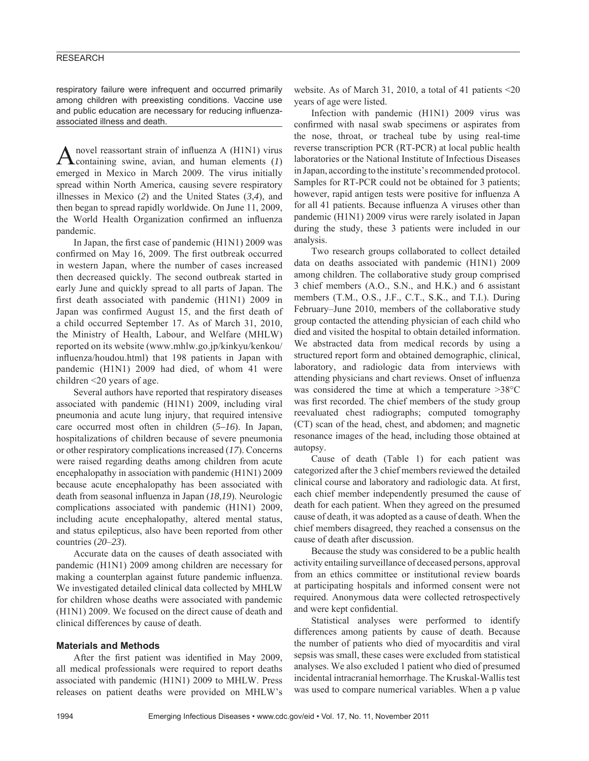respiratory failure were infrequent and occurred primarily among children with preexisting conditions. Vaccine use and public education are necessary for reducing influenza-associated illness and death.

A novel reassortant strain of influenza A (H1N1) virus containing swine, avian, and human elements (*1*) emerged in Mexico in March 2009. The virus initially spread within North America, causing severe respiratory illnesses in Mexico (*2*) and the United States (*3*,*4*), and then began to spread rapidly worldwide. On June 11, 2009, the World Health Organization confirmed an influenza pandemic.

In Japan, the first case of pandemic (H1N1) 2009 was confirmed on May 16, 2009. The first outbreak occurred in western Japan, where the number of cases increased then decreased quickly. The second outbreak started in early June and quickly spread to all parts of Japan. The first death associated with pandemic (H1N1) 2009 in Japan was confirmed August 15, and the first death of a child occurred September 17. As of March 31, 2010, the Ministry of Health, Labour, and Welfare (MHLW) reported on its website (www.mhlw.go.jp/kinkyu/kenkou/influenza/houdou.html) that 198 patients in Japan with pandemic (H1N1) 2009 had died, of whom 41 were children <20 years of age.

Several authors have reported that respiratory diseases associated with pandemic (H1N1) 2009, including viral pneumonia and acute lung injury, that required intensive care occurred most often in children (*5*–*16*). In Japan, hospitalizations of children because of severe pneumonia or other respiratory complications increased (*17*). Concerns were raised regarding deaths among children from acute encephalopathy in association with pandemic (H1N1) 2009 because acute encephalopathy has been associated with death from seasonal influenza in Japan (*18*,*19*). Neurologic complications associated with pandemic (H1N1) 2009, including acute encephalopathy, altered mental status, and status epilepticus, also have been reported from other countries (*20*–*23*).

Accurate data on the causes of death associated with pandemic (H1N1) 2009 among children are necessary for making a counterplan against future pandemic influenza. We investigated detailed clinical data collected by MHLW for children whose deaths were associated with pandemic (H1N1) 2009. We focused on the direct cause of death and clinical differences by cause of death.

## Materials and Methods

After the first patient was identified in May 2009, all medical professionals were required to report deaths associated with pandemic (H1N1) 2009 to MHLW. Press releases on patient deaths were provided on MHLW's website. As of March 31, 2010, a total of 41 patients <20 years of age were listed.

Infection with pandemic (H1N1) 2009 virus was confirmed with nasal swab specimens or aspirates from the nose, throat, or tracheal tube by using real-time reverse transcription PCR (RT-PCR) at local public health laboratories or the National Institute of Infectious Diseases in Japan, according to the institute's recommended protocol. Samples for RT-PCR could not be obtained for 3 patients; however, rapid antigen tests were positive for influenza A for all 41 patients. Because influenza A viruses other than pandemic (H1N1) 2009 virus were rarely isolated in Japan during the study, these 3 patients were included in our analysis.

Two research groups collaborated to collect detailed data on deaths associated with pandemic (H1N1) 2009 among children. The collaborative study group comprised 3 chief members (A.O., S.N., and H.K.) and 6 assistant members (T.M., O.S., J.F., C.T., S.K., and T.I.). During February–June 2010, members of the collaborative study group contacted the attending physician of each child who died and visited the hospital to obtain detailed information. We abstracted data from medical records by using a structured report form and obtained demographic, clinical, laboratory, and radiologic data from interviews with attending physicians and chart reviews. Onset of influenza was considered the time at which a temperature >38°C was first recorded. The chief members of the study group reevaluated chest radiographs; computed tomography (CT) scan of the head, chest, and abdomen; and magnetic resonance images of the head, including those obtained at autopsy.

Cause of death (Table 1) for each patient was categorized after the 3 chief members reviewed the detailed clinical course and laboratory and radiologic data. At first, each chief member independently presumed the cause of death for each patient. When they agreed on the presumed cause of death, it was adopted as a cause of death. When the chief members disagreed, they reached a consensus on the cause of death after discussion.

Because the study was considered to be a public health activity entailing surveillance of deceased persons, approval from an ethics committee or institutional review boards at participating hospitals and informed consent were not required. Anonymous data were collected retrospectively and were kept confidential.

Statistical analyses were performed to identify differences among patients by cause of death. Because the number of patients who died of myocarditis and viral sepsis was small, these cases were excluded from statistical analyses. We also excluded 1 patient who died of presumed incidental intracranial hemorrhage. The Kruskal-Wallis test was used to compare numerical variables. When a p value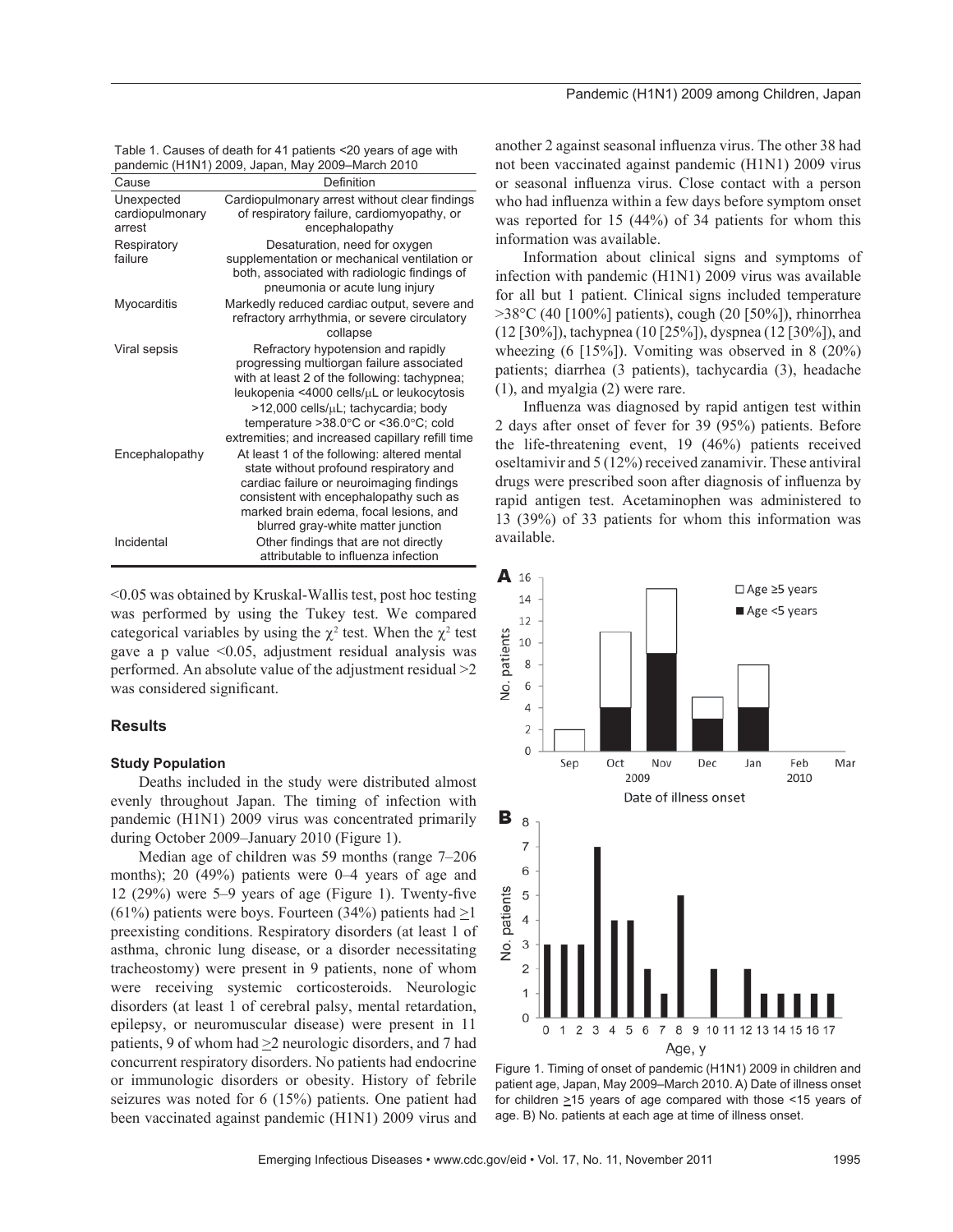Table 1. Causes of death for 41 patients <20 years of age with pandemic (H1N1) 2009, Japan, May 2009–March 2010

| Cause | Definition |
| --- | --- |
| Unexpected cardiopulmonary arrest | Cardiopulmonary arrest without clear findings of respiratory failure, cardiomyopathy, or encephalopathy |
| Respiratory failure | Desaturation, need for oxygen supplementation or mechanical ventilation or both, associated with radiologic findings of pneumonia or acute lung injury |
| Myocarditis | Markedly reduced cardiac output, severe and refractory arrhythmia, or severe circulatory collapse |
| Viral sepsis | Refractory hypotension and rapidly progressing multiorgan failure associated with at least 2 of the following: tachypnea; leukopenia <4000 cells/μL or leukocytosis >12,000 cells/μL; tachycardia; body temperature >38.0°C or <36.0°C; cold extremities; and increased capillary refill time |
| Encephalopathy | At least 1 of the following: altered mental state without profound respiratory and cardiac failure or neuroimaging findings consistent with encephalopathy such as marked brain edema, focal lesions, and blurred gray-white matter junction |
| Incidental | Other findings that are not directly attributable to influenza infection |

<0.05 was obtained by Kruskal-Wallis test, post hoc testing was performed by using the Tukey test. We compared categorical variables by using the $\chi^2$ test. When the $\chi^2$ test gave a p value <0.05, adjustment residual analysis was performed. An absolute value of the adjustment residual >2 was considered significant.

## Results

### Study Population

Deaths included in the study were distributed almost evenly throughout Japan. The timing of infection with pandemic (H1N1) 2009 virus was concentrated primarily during October 2009–January 2010 (Figure 1).

Median age of children was 59 months (range 7–206 months); 20 (49%) patients were 0–4 years of age and 12 (29%) were 5–9 years of age (Figure 1). Twenty-five (61%) patients were boys. Fourteen (34%) patients had ≥1 preexisting conditions. Respiratory disorders (at least 1 of asthma, chronic lung disease, or a disorder necessitating tracheostomy) were present in 9 patients, none of whom were receiving systemic corticosteroids. Neurologic disorders (at least 1 of cerebral palsy, mental retardation, epilepsy, or neuromuscular disease) were present in 11 patients, 9 of whom had ≥2 neurologic disorders, and 7 had concurrent respiratory disorders. No patients had endocrine or immunologic disorders or obesity. History of febrile seizures was noted for 6 (15%) patients. One patient had been vaccinated against pandemic (H1N1) 2009 virus and another 2 against seasonal influenza virus. The other 38 had not been vaccinated against pandemic (H1N1) 2009 virus or seasonal influenza virus. Close contact with a person who had influenza within a few days before symptom onset was reported for 15 (44%) of 34 patients for whom this information was available.

Information about clinical signs and symptoms of infection with pandemic (H1N1) 2009 virus was available for all but 1 patient. Clinical signs included temperature >38°C (40 [100%] patients), cough (20 [50%]), rhinorrhea (12 [30%]), tachypnea (10 [25%]), dyspnea (12 [30%]), and wheezing (6 [15%]). Vomiting was observed in 8 (20%) patients; diarrhea (3 patients), tachycardia (3), headache (1), and myalgia (2) were rare.

Influenza was diagnosed by rapid antigen test within 2 days after onset of fever for 39 (95%) patients. Before the life-threatening event, 19 (46%) patients received oseltamivir and 5 (12%) received zanamivir. These antiviral drugs were prescribed soon after diagnosis of influenza by rapid antigen test. Acetaminophen was administered to 13 (39%) of 33 patients for whom this information was available.

Figure 1. Timing of onset of pandemic (H1N1) 2009 in children and patient age, Japan, May 2009–March 2010. A) Date of illness onset for children ≥15 years of age compared with those <15 years of age. B) No. patients at each age at time of illness onset.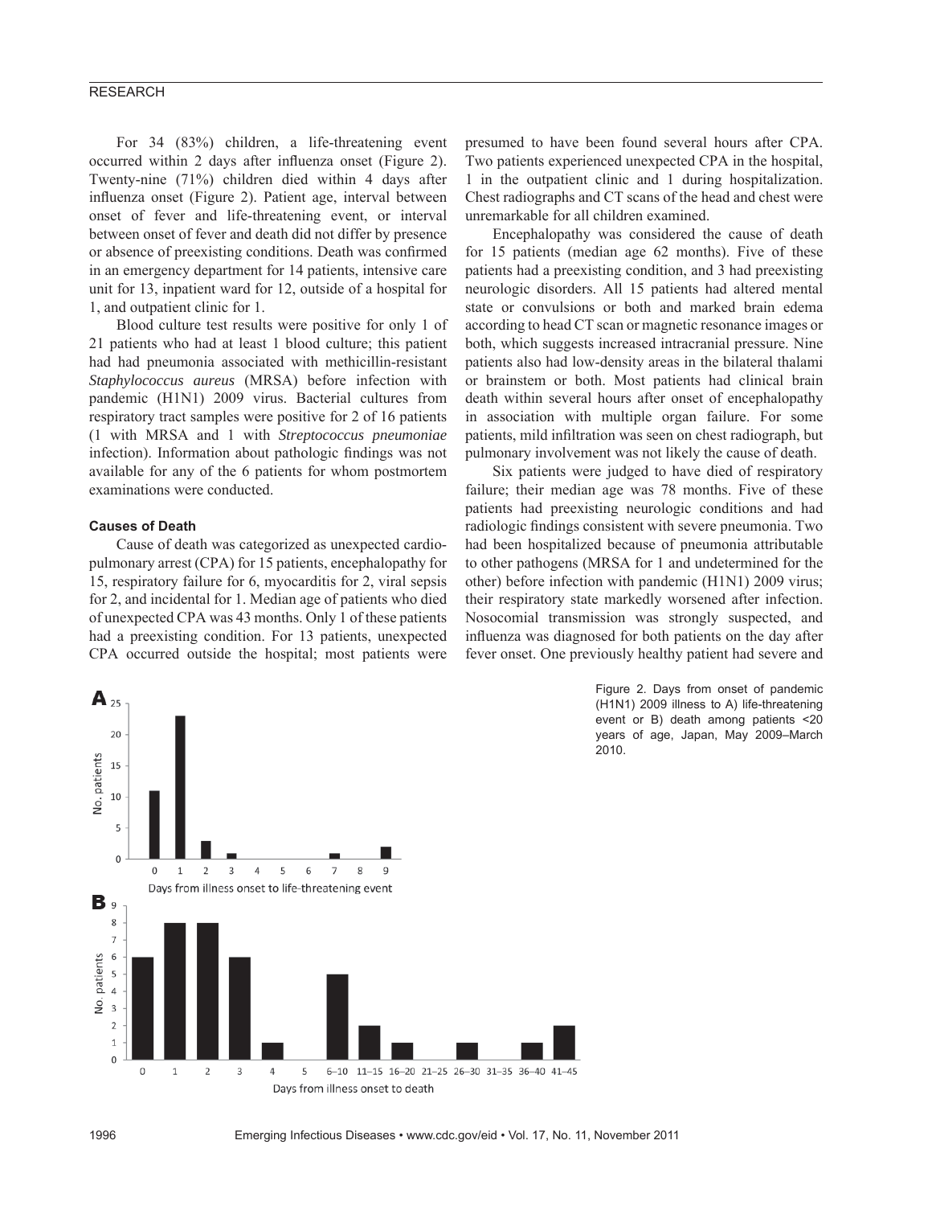For 34 (83%) children, a life-threatening event occurred within 2 days after influenza onset (Figure 2). Twenty-nine (71%) children died within 4 days after influenza onset (Figure 2). Patient age, interval between onset of fever and life-threatening event, or interval between onset of fever and death did not differ by presence or absence of preexisting conditions. Death was confirmed in an emergency department for 14 patients, intensive care unit for 13, inpatient ward for 12, outside of a hospital for 1, and outpatient clinic for 1.

Blood culture test results were positive for only 1 of 21 patients who had at least 1 blood culture; this patient had had pneumonia associated with methicillin-resistant *Staphylococcus aureus* (MRSA) before infection with pandemic (H1N1) 2009 virus. Bacterial cultures from respiratory tract samples were positive for 2 of 16 patients (1 with MRSA and 1 with *Streptococcus pneumoniae* infection). Information about pathologic findings was not available for any of the 6 patients for whom postmortem examinations were conducted.

### Causes of Death

Cause of death was categorized as unexpected cardiopulmonary arrest (CPA) for 15 patients, encephalopathy for 15, respiratory failure for 6, myocarditis for 2, viral sepsis for 2, and incidental for 1. Median age of patients who died of unexpected CPA was 43 months. Only 1 of these patients had a preexisting condition. For 13 patients, unexpected CPA occurred outside the hospital; most patients were presumed to have been found several hours after CPA. Two patients experienced unexpected CPA in the hospital, 1 in the outpatient clinic and 1 during hospitalization. Chest radiographs and CT scans of the head and chest were unremarkable for all children examined.

Encephalopathy was considered the cause of death for 15 patients (median age 62 months). Five of these patients had a preexisting condition, and 3 had preexisting neurologic disorders. All 15 patients had altered mental state or convulsions or both and marked brain edema according to head CT scan or magnetic resonance images or both, which suggests increased intracranial pressure. Nine patients also had low-density areas in the bilateral thalami or brainstem or both. Most patients had clinical brain death within several hours after onset of encephalopathy in association with multiple organ failure. For some patients, mild infiltration was seen on chest radiograph, but pulmonary involvement was not likely the cause of death.

Six patients were judged to have died of respiratory failure; their median age was 78 months. Five of these patients had preexisting neurologic conditions and had radiologic findings consistent with severe pneumonia. Two had been hospitalized because of pneumonia attributable to other pathogens (MRSA for 1 and undetermined for the other) before infection with pandemic (H1N1) 2009 virus; their respiratory state markedly worsened after infection. Nosocomial transmission was strongly suspected, and influenza was diagnosed for both patients on the day after fever onset. One previously healthy patient had severe and

Figure 2. Days from onset of pandemic (H1N1) 2009 illness to A) life-threatening event or B) death among patients <20 years of age, Japan, May 2009–March 2010.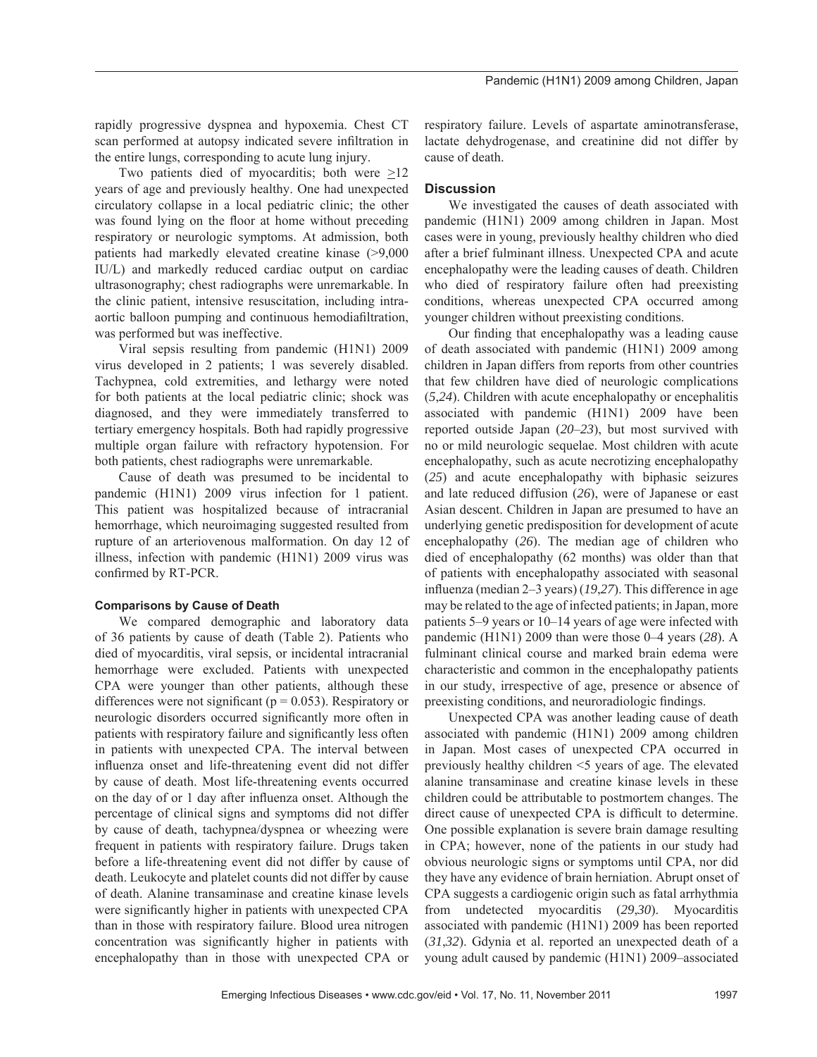rapidly progressive dyspnea and hypoxemia. Chest CT scan performed at autopsy indicated severe infiltration in the entire lungs, corresponding to acute lung injury.

Two patients died of myocarditis; both were $\geq$12 years of age and previously healthy. One had unexpected circulatory collapse in a local pediatric clinic; the other was found lying on the floor at home without preceding respiratory or neurologic symptoms. At admission, both patients had markedly elevated creatine kinase (>9,000 IU/L) and markedly reduced cardiac output on cardiac ultrasonography; chest radiographs were unremarkable. In the clinic patient, intensive resuscitation, including intra-aortic balloon pumping and continuous hemodiafiltration, was performed but was ineffective.

Viral sepsis resulting from pandemic (H1N1) 2009 virus developed in 2 patients; 1 was severely disabled. Tachypnea, cold extremities, and lethargy were noted for both patients at the local pediatric clinic; shock was diagnosed, and they were immediately transferred to tertiary emergency hospitals. Both had rapidly progressive multiple organ failure with refractory hypotension. For both patients, chest radiographs were unremarkable.

Cause of death was presumed to be incidental to pandemic (H1N1) 2009 virus infection for 1 patient. This patient was hospitalized because of intracranial hemorrhage, which neuroimaging suggested resulted from rupture of an arteriovenous malformation. On day 12 of illness, infection with pandemic (H1N1) 2009 virus was confirmed by RT-PCR.

### Comparisons by Cause of Death

We compared demographic and laboratory data of 36 patients by cause of death (Table 2). Patients who died of myocarditis, viral sepsis, or incidental intracranial hemorrhage were excluded. Patients with unexpected CPA were younger than other patients, although these differences were not significant ($p = 0.053$). Respiratory or neurologic disorders occurred significantly more often in patients with respiratory failure and significantly less often in patients with unexpected CPA. The interval between influenza onset and life-threatening event did not differ by cause of death. Most life-threatening events occurred on the day of or 1 day after influenza onset. Although the percentage of clinical signs and symptoms did not differ by cause of death, tachypnea/dyspnea or wheezing were frequent in patients with respiratory failure. Drugs taken before a life-threatening event did not differ by cause of death. Leukocyte and platelet counts did not differ by cause of death. Alanine transaminase and creatine kinase levels were significantly higher in patients with unexpected CPA than in those with respiratory failure. Blood urea nitrogen concentration was significantly higher in patients with encephalopathy than in those with unexpected CPA or respiratory failure. Levels of aspartate aminotransferase, lactate dehydrogenase, and creatinine did not differ by cause of death.

## Discussion

We investigated the causes of death associated with pandemic (H1N1) 2009 among children in Japan. Most cases were in young, previously healthy children who died after a brief fulminant illness. Unexpected CPA and acute encephalopathy were the leading causes of death. Children who died of respiratory failure often had preexisting conditions, whereas unexpected CPA occurred among younger children without preexisting conditions.

Our finding that encephalopathy was a leading cause of death associated with pandemic (H1N1) 2009 among children in Japan differs from reports from other countries that few children have died of neurologic complications (*5*,*24*). Children with acute encephalopathy or encephalitis associated with pandemic (H1N1) 2009 have been reported outside Japan (*20*–*23*), but most survived with no or mild neurologic sequelae. Most children with acute encephalopathy, such as acute necrotizing encephalopathy (*25*) and acute encephalopathy with biphasic seizures and late reduced diffusion (*26*), were of Japanese or east Asian descent. Children in Japan are presumed to have an underlying genetic predisposition for development of acute encephalopathy (*26*). The median age of children who died of encephalopathy (62 months) was older than that of patients with encephalopathy associated with seasonal influenza (median 2–3 years) (*19*,*27*). This difference in age may be related to the age of infected patients; in Japan, more patients 5–9 years or 10–14 years of age were infected with pandemic (H1N1) 2009 than were those 0–4 years (*28*). A fulminant clinical course and marked brain edema were characteristic and common in the encephalopathy patients in our study, irrespective of age, presence or absence of preexisting conditions, and neuroradiologic findings.

Unexpected CPA was another leading cause of death associated with pandemic (H1N1) 2009 among children in Japan. Most cases of unexpected CPA occurred in previously healthy children <5 years of age. The elevated alanine transaminase and creatine kinase levels in these children could be attributable to postmortem changes. The direct cause of unexpected CPA is difficult to determine. One possible explanation is severe brain damage resulting in CPA; however, none of the patients in our study had obvious neurologic signs or symptoms until CPA, nor did they have any evidence of brain herniation. Abrupt onset of CPA suggests a cardiogenic origin such as fatal arrhythmia from undetected myocarditis (*29*,*30*). Myocarditis associated with pandemic (H1N1) 2009 has been reported (*31*,*32*). Gdynia et al. reported an unexpected death of a young adult caused by pandemic (H1N1) 2009–associated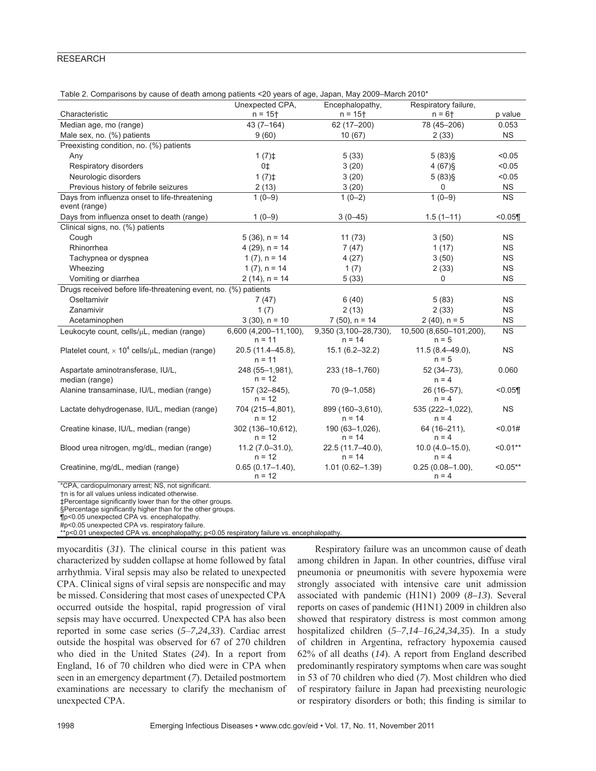Table 2. Comparisons by cause of death among patients <20 years of age, Japan, May 2009–March 2010*

| Characteristic | Unexpected CPA, n = 15† | Encephalopathy, n = 15† | Respiratory failure, n = 6† | p value |
|---|---|---|---|---|
| Median age, mo (range) | 43 (7–164) | 62 (17–200) | 78 (45–206) | 0.053 |
| Male sex, no. (%) patients | 9 (60) | 10 (67) | 2 (33) | NS |
| Preexisting condition, no. (%) patients | | | | |
| Any | 1 (7)‡ | 5 (33) | 5 (83)§ | <0.05 |
| Respiratory disorders | 0‡ | 3 (20) | 4 (67)§ | <0.05 |
| Neurologic disorders | 1 (7)‡ | 3 (20) | 5 (83)§ | <0.05 |
| Previous history of febrile seizures | 2 (13) | 3 (20) | 0 | NS |
| Days from influenza onset to life-threatening event (range) | 1 (0–9) | 1 (0–2) | 1 (0–9) | NS |
| Days from influenza onset to death (range) | 1 (0–9) | 3 (0–45) | 1.5 (1–11) | <0.05¶ |
| Clinical signs, no. (%) patients | | | | |
| Cough | 5 (36), n = 14 | 11 (73) | 3 (50) | NS |
| Rhinorrhea | 4 (29), n = 14 | 7 (47) | 1 (17) | NS |
| Tachypnea or dyspnea | 1 (7), n = 14 | 4 (27) | 3 (50) | NS |
| Wheezing | 1 (7), n = 14 | 1 (7) | 2 (33) | NS |
| Vomiting or diarrhea | 2 (14), n = 14 | 5 (33) | 0 | NS |
| Drugs received before life-threatening event, no. (%) patients | | | | |
| Oseltamivir | 7 (47) | 6 (40) | 5 (83) | NS |
| Zanamivir | 1 (7) | 2 (13) | 2 (33) | NS |
| Acetaminophen | 3 (30), n = 10 | 7 (50), n = 14 | 2 (40), n = 5 | NS |
| Leukocyte count, cells/μL, median (range) | 6,600 (4,200–11,100), n = 11 | 9,350 (3,100–28,730), n = 14 | 10,500 (8,650–101,200), n = 5 | NS |
| Platelet count, $\times 10^4$ cells/μL, median (range) | 20.5 (11.4–45.8), n = 11 | 15.1 (6.2–32.2) | 11.5 (8.4–49.0), n = 5 | NS |
| Aspartate aminotransferase, IU/L, median (range) | 248 (55–1,981), n = 12 | 233 (18–1,760) | 52 (34–73), n = 4 | 0.060 |
| Alanine transaminase, IU/L, median (range) | 157 (32–845), n = 12 | 70 (9–1,058) | 26 (16–57), n = 4 | <0.05¶ |
| Lactate dehydrogenase, IU/L, median (range) | 704 (215–4,801), n = 12 | 899 (160–3,610), n = 14 | 535 (222–1,022), n = 4 | NS |
| Creatine kinase, IU/L, median (range) | 302 (136–10,612), n = 12 | 190 (63–1,026), n = 14 | 64 (16–211), n = 4 | <0.01# |
| Blood urea nitrogen, mg/dL, median (range) | 11.2 (7.0–31.0), n = 12 | 22.5 (11.7–40.0), n = 14 | 10.0 (4.0–15.0), n = 4 | <0.01** |
| Creatinine, mg/dL, median (range) | 0.65 (0.17–1.40), n = 12 | 1.01 (0.62–1.39) | 0.25 (0.08–1.00), n = 4 | <0.05** |

*CPA, cardiopulmonary arrest; NS, not significant.
†n is for all values unless indicated otherwise.
‡Percentage significantly lower than for the other groups.
§Percentage significantly higher than for the other groups.
¶p<0.05 unexpected CPA vs. encephalopathy.
#p<0.05 unexpected CPA vs. respiratory failure.
**p<0.01 unexpected CPA vs. encephalopathy; p<0.05 respiratory failure vs. encephalopathy.

myocarditis (*31*). The clinical course in this patient was characterized by sudden collapse at home followed by fatal arrhythmia. Viral sepsis may also be related to unexpected CPA. Clinical signs of viral sepsis are nonspecific and may be missed. Considering that most cases of unexpected CPA occurred outside the hospital, rapid progression of viral sepsis may have occurred. Unexpected CPA has also been reported in some case series (*5–7*,*24*,*33*). Cardiac arrest outside the hospital was observed for 67 of 270 children who died in the United States (*24*). In a report from England, 16 of 70 children who died were in CPA when seen in an emergency department (*7*). Detailed postmortem examinations are necessary to clarify the mechanism of unexpected CPA.

Respiratory failure was an uncommon cause of death among children in Japan. In other countries, diffuse viral pneumonia or pneumonitis with severe hypoxemia were strongly associated with intensive care unit admission associated with pandemic (H1N1) 2009 (*8–13*). Several reports on cases of pandemic (H1N1) 2009 in children also showed that respiratory distress is most common among hospitalized children (*5–7*,*14–16*,*24*,*34*,*35*). In a study of children in Argentina, refractory hypoxemia caused 62% of all deaths (*14*). A report from England described predominantly respiratory symptoms when care was sought in 53 of 70 children who died (*7*). Most children who died of respiratory failure in Japan had preexisting neurologic or respiratory disorders or both; this finding is similar to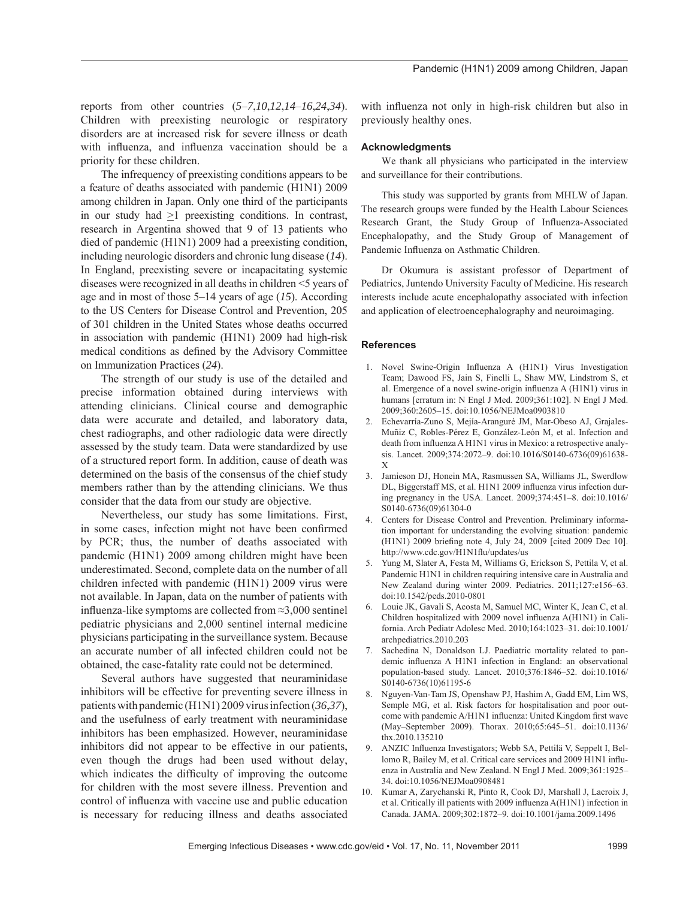reports from other countries (*5–7*,*10*,*12*,*14–16*,*24*,*34*). Children with preexisting neurologic or respiratory disorders are at increased risk for severe illness or death with influenza, and influenza vaccination should be a priority for these children.

The infrequency of preexisting conditions appears to be a feature of deaths associated with pandemic (H1N1) 2009 among children in Japan. Only one third of the participants in our study had $\geq$1 preexisting conditions. In contrast, research in Argentina showed that 9 of 13 patients who died of pandemic (H1N1) 2009 had a preexisting condition, including neurologic disorders and chronic lung disease (*14*). In England, preexisting severe or incapacitating systemic diseases were recognized in all deaths in children <5 years of age and in most of those 5–14 years of age (*15*). According to the US Centers for Disease Control and Prevention, 205 of 301 children in the United States whose deaths occurred in association with pandemic (H1N1) 2009 had high-risk medical conditions as defined by the Advisory Committee on Immunization Practices (*24*).

The strength of our study is use of the detailed and precise information obtained during interviews with attending clinicians. Clinical course and demographic data were accurate and detailed, and laboratory data, chest radiographs, and other radiologic data were directly assessed by the study team. Data were standardized by use of a structured report form. In addition, cause of death was determined on the basis of the consensus of the chief study members rather than by the attending clinicians. We thus consider that the data from our study are objective.

Nevertheless, our study has some limitations. First, in some cases, infection might not have been confirmed by PCR; thus, the number of deaths associated with pandemic (H1N1) 2009 among children might have been underestimated. Second, complete data on the number of all children infected with pandemic (H1N1) 2009 virus were not available. In Japan, data on the number of patients with influenza-like symptoms are collected from ≈3,000 sentinel pediatric physicians and 2,000 sentinel internal medicine physicians participating in the surveillance system. Because an accurate number of all infected children could not be obtained, the case-fatality rate could not be determined.

Several authors have suggested that neuraminidase inhibitors will be effective for preventing severe illness in patients with pandemic (H1N1) 2009 virus infection (*36*,*37*), and the usefulness of early treatment with neuraminidase inhibitors has been emphasized. However, neuraminidase inhibitors did not appear to be effective in our patients, even though the drugs had been used without delay, which indicates the difficulty of improving the outcome for children with the most severe illness. Prevention and control of influenza with vaccine use and public education is necessary for reducing illness and deaths associated with influenza not only in high-risk children but also in previously healthy ones.

### Acknowledgments

We thank all physicians who participated in the interview and surveillance for their contributions.

This study was supported by grants from MHLW of Japan. The research groups were funded by the Health Labour Sciences Research Grant, the Study Group of Influenza-Associated Encephalopathy, and the Study Group of Management of Pandemic Influenza on Asthmatic Children.

Dr Okumura is assistant professor of Department of Pediatrics, Juntendo University Faculty of Medicine. His research interests include acute encephalopathy associated with infection and application of electroencephalography and neuroimaging.

### References

1. Novel Swine-Origin Influenza A (H1N1) Virus Investigation Team; Dawood FS, Jain S, Finelli L, Shaw MW, Lindstrom S, et al. Emergence of a novel swine-origin influenza A (H1N1) virus in humans [erratum in: N Engl J Med. 2009;361:102]. N Engl J Med. 2009;360:2605–15. doi:10.1056/NEJMoa0903810
2. Echevarría-Zuno S, Mejía-Aranguré JM, Mar-Obeso AJ, Grajales-Muñiz C, Robles-Pérez E, González-León M, et al. Infection and death from influenza A H1N1 virus in Mexico: a retrospective analysis. Lancet. 2009;374:2072–9. doi:10.1016/S0140-6736(09)61638-X
3. Jamieson DJ, Honein MA, Rasmussen SA, Williams JL, Swerdlow DL, Biggerstaff MS, et al. H1N1 2009 influenza virus infection during pregnancy in the USA. Lancet. 2009;374:451–8. doi:10.1016/S0140-6736(09)61304-0
4. Centers for Disease Control and Prevention. Preliminary information important for understanding the evolving situation: pandemic (H1N1) 2009 briefing note 4, July 24, 2009 [cited 2009 Dec 10]. http://www.cdc.gov/H1N1flu/updates/us
5. Yung M, Slater A, Festa M, Williams G, Erickson S, Pettila V, et al. Pandemic H1N1 in children requiring intensive care in Australia and New Zealand during winter 2009. Pediatrics. 2011;127:e156–63. doi:10.1542/peds.2010-0801
6. Louie JK, Gavali S, Acosta M, Samuel MC, Winter K, Jean C, et al. Children hospitalized with 2009 novel influenza A(H1N1) in California. Arch Pediatr Adolesc Med. 2010;164:1023–31. doi:10.1001/archpediatrics.2010.203
7. Sachedina N, Donaldson LJ. Paediatric mortality related to pandemic influenza A H1N1 infection in England: an observational population-based study. Lancet. 2010;376:1846–52. doi:10.1016/S0140-6736(10)61195-6
8. Nguyen-Van-Tam JS, Openshaw PJ, Hashim A, Gadd EM, Lim WS, Semple MG, et al. Risk factors for hospitalisation and poor outcome with pandemic A/H1N1 influenza: United Kingdom first wave (May–September 2009). Thorax. 2010;65:645–51. doi:10.1136/thx.2010.135210
9. ANZIC Influenza Investigators; Webb SA, Pettilä V, Seppelt I, Bellomo R, Bailey M, et al. Critical care services and 2009 H1N1 influenza in Australia and New Zealand. N Engl J Med. 2009;361:1925–34. doi:10.1056/NEJMoa0908481
10. Kumar A, Zarychanski R, Pinto R, Cook DJ, Marshall J, Lacroix J, et al. Critically ill patients with 2009 influenza A(H1N1) infection in Canada. JAMA. 2009;302:1872–9. doi:10.1001/jama.2009.1496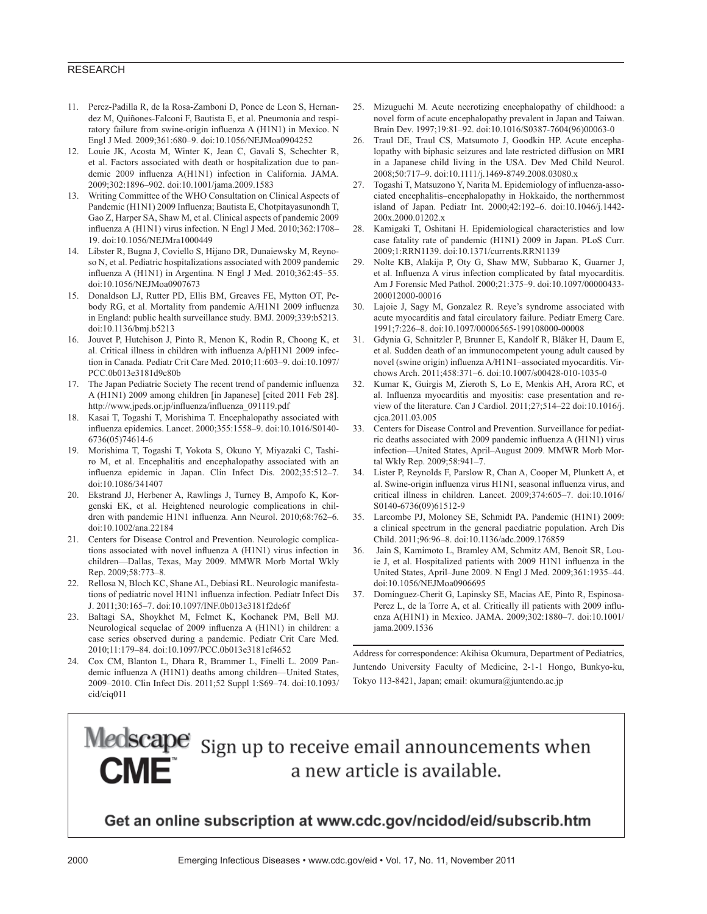11. Perez-Padilla R, de la Rosa-Zamboni D, Ponce de Leon S, Hernandez M, Quiñones-Falconi F, Bautista E, et al. Pneumonia and respiratory failure from swine-origin influenza A (H1N1) in Mexico. N Engl J Med. 2009;361:680–9. doi:10.1056/NEJMoa0904252
12. Louie JK, Acosta M, Winter K, Jean C, Gavali S, Schechter R, et al. Factors associated with death or hospitalization due to pandemic 2009 influenza A(H1N1) infection in California. JAMA. 2009;302:1896–902. doi:10.1001/jama.2009.1583
13. Writing Committee of the WHO Consultation on Clinical Aspects of Pandemic (H1N1) 2009 Influenza; Bautista E, Chotpitayasunondh T, Gao Z, Harper SA, Shaw M, et al. Clinical aspects of pandemic 2009 influenza A (H1N1) virus infection. N Engl J Med. 2010;362:1708–19. doi:10.1056/NEJMra1000449
14. Libster R, Bugna J, Coviello S, Hijano DR, Dunaiewsky M, Reynoso N, et al. Pediatric hospitalizations associated with 2009 pandemic influenza A (H1N1) in Argentina. N Engl J Med. 2010;362:45–55. doi:10.1056/NEJMoa0907673
15. Donaldson LJ, Rutter PD, Ellis BM, Greaves FE, Mytton OT, Pebody RG, et al. Mortality from pandemic A/H1N1 2009 influenza in England: public health surveillance study. BMJ. 2009;339:b5213. doi:10.1136/bmj.b5213
16. Jouvet P, Hutchison J, Pinto R, Menon K, Rodin R, Choong K, et al. Critical illness in children with influenza A/pH1N1 2009 infection in Canada. Pediatr Crit Care Med. 2010;11:603–9. doi:10.1097/PCC.0b013e3181d9c80b
17. The Japan Pediatric Society The recent trend of pandemic influenza A (H1N1) 2009 among children [in Japanese] [cited 2011 Feb 28]. http://www.jpeds.or.jp/influenza/influenza_091119.pdf
18. Kasai T, Togashi T, Morishima T. Encephalopathy associated with influenza epidemics. Lancet. 2000;355:1558–9. doi:10.1016/S0140-6736(05)74614-6
19. Morishima T, Togashi T, Yokota S, Okuno Y, Miyazaki C, Tashiro M, et al. Encephalitis and encephalopathy associated with an influenza epidemic in Japan. Clin Infect Dis. 2002;35:512–7. doi:10.1086/341407
20. Ekstrand JJ, Herbener A, Rawlings J, Turney B, Ampofo K, Korgenski EK, et al. Heightened neurologic complications in children with pandemic H1N1 influenza. Ann Neurol. 2010;68:762–6. doi:10.1002/ana.22184
21. Centers for Disease Control and Prevention. Neurologic complications associated with novel influenza A (H1N1) virus infection in children—Dallas, Texas, May 2009. MMWR Morb Mortal Wkly Rep. 2009;58:773–8.
22. Rellosa N, Bloch KC, Shane AL, Debiasi RL. Neurologic manifestations of pediatric novel H1N1 influenza infection. Pediatr Infect Dis J. 2011;30:165–7. doi:10.1097/INF.0b013e3181f2de6f
23. Baltagi SA, Shoykhet M, Felmet K, Kochanek PM, Bell MJ. Neurological sequelae of 2009 influenza A (H1N1) in children: a case series observed during a pandemic. Pediatr Crit Care Med. 2010;11:179–84. doi:10.1097/PCC.0b013e3181cf4652
24. Cox CM, Blanton L, Dhara R, Brammer L, Finelli L. 2009 Pandemic influenza A (H1N1) deaths among children—United States, 2009–2010. Clin Infect Dis. 2011;52 Suppl 1:S69–74. doi:10.1093/cid/ciq011
25. Mizuguchi M. Acute necrotizing encephalopathy of childhood: a novel form of acute encephalopathy prevalent in Japan and Taiwan. Brain Dev. 1997;19:81–92. doi:10.1016/S0387-7604(96)00063-0
26. Traul DE, Traul CS, Matsumoto J, Goodkin HP. Acute encephalopathy with biphasic seizures and late restricted diffusion on MRI in a Japanese child living in the USA. Dev Med Child Neurol. 2008;50:717–9. doi:10.1111/j.1469-8749.2008.03080.x
27. Togashi T, Matsuzono Y, Narita M. Epidemiology of influenza-associated encephalitis–encephalopathy in Hokkaido, the northernmost island of Japan. Pediatr Int. 2000;42:192–6. doi:10.1046/j.1442-200x.2000.01202.x
28. Kamigaki T, Oshitani H. Epidemiological characteristics and low case fatality rate of pandemic (H1N1) 2009 in Japan. PLoS Curr. 2009;1:RRN1139. doi:10.1371/currents.RRN1139
29. Nolte KB, Alakija P, Oty G, Shaw MW, Subbarao K, Guarner J, et al. Influenza A virus infection complicated by fatal myocarditis. Am J Forensic Med Pathol. 2000;21:375–9. doi:10.1097/00000433-200012000-00016
30. Lajoie J, Sagy M, Gonzalez R. Reye's syndrome associated with acute myocarditis and fatal circulatory failure. Pediatr Emerg Care. 1991;7:226–8. doi:10.1097/00006565-199108000-00008
31. Gdynia G, Schnitzler P, Brunner E, Kandolf R, Bläker H, Daum E, et al. Sudden death of an immunocompetent young adult caused by novel (swine origin) influenza A/H1N1–associated myocarditis. Virchows Arch. 2011;458:371–6. doi:10.1007/s00428-010-1035-0
32. Kumar K, Guirgis M, Zieroth S, Lo E, Menkis AH, Arora RC, et al. Influenza myocarditis and myositis: case presentation and review of the literature. Can J Cardiol. 2011;27;514–22 doi:10.1016/j.cjca.2011.03.005
33. Centers for Disease Control and Prevention. Surveillance for pediatric deaths associated with 2009 pandemic influenza A (H1N1) virus infection—United States, April–August 2009. MMWR Morb Mortal Wkly Rep. 2009;58:941–7.
34. Lister P, Reynolds F, Parslow R, Chan A, Cooper M, Plunkett A, et al. Swine-origin influenza virus H1N1, seasonal influenza virus, and critical illness in children. Lancet. 2009;374:605–7. doi:10.1016/S0140-6736(09)61512-9
35. Larcombe PJ, Moloney SE, Schmidt PA. Pandemic (H1N1) 2009: a clinical spectrum in the general paediatric population. Arch Dis Child. 2011;96:96–8. doi:10.1136/adc.2009.176859
36. Jain S, Kamimoto L, Bramley AM, Schmitz AM, Benoit SR, Louie J, et al. Hospitalized patients with 2009 H1N1 influenza in the United States, April–June 2009. N Engl J Med. 2009;361:1935–44. doi:10.1056/NEJMoa0906695
37. Domínguez-Cherit G, Lapinsky SE, Macias AE, Pinto R, Espinosa-Perez L, de la Torre A, et al. Critically ill patients with 2009 influenza A(H1N1) in Mexico. JAMA. 2009;302:1880–7. doi:10.1001/jama.2009.1536

Address for correspondence: Akihisa Okumura, Department of Pediatrics, Juntendo University Faculty of Medicine, 2-1-1 Hongo, Bunkyo-ku, Tokyo 113-8421, Japan; email: okumura@juntendo.ac.jp

Medscape CME™ Sign up to receive email announcements when a new article is available.

Get an online subscription at www.cdc.gov/ncidod/eid/subscrib.htm